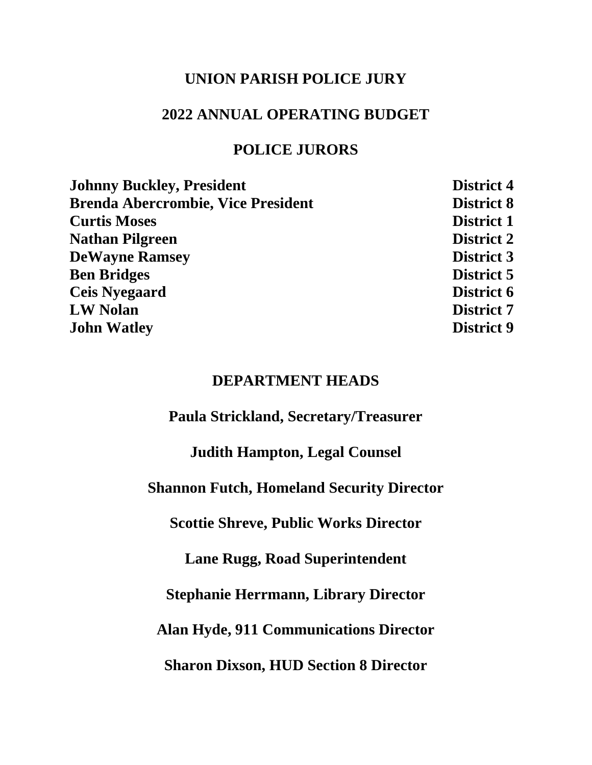# UNION PARISH POLICE JURY

## 2022 ANNUAL OPERATING BUDGET

## POLICE JURORS

| | |
|---|---|
| **Johnny Buckley, President** | **District 4** |
| **Brenda Abercrombie, Vice President** | **District 8** |
| **Curtis Moses** | **District 1** |
| **Nathan Pilgreen** | **District 2** |
| **DeWayne Ramsey** | **District 3** |
| **Ben Bridges** | **District 5** |
| **Ceis Nyegaard** | **District 6** |
| **LW Nolan** | **District 7** |
| **John Watley** | **District 9** |

## DEPARTMENT HEADS

**Paula Strickland, Secretary/Treasurer**

**Judith Hampton, Legal Counsel**

**Shannon Futch, Homeland Security Director**

**Scottie Shreve, Public Works Director**

**Lane Rugg, Road Superintendent**

**Stephanie Herrmann, Library Director**

**Alan Hyde, 911 Communications Director**

**Sharon Dixson, HUD Section 8 Director**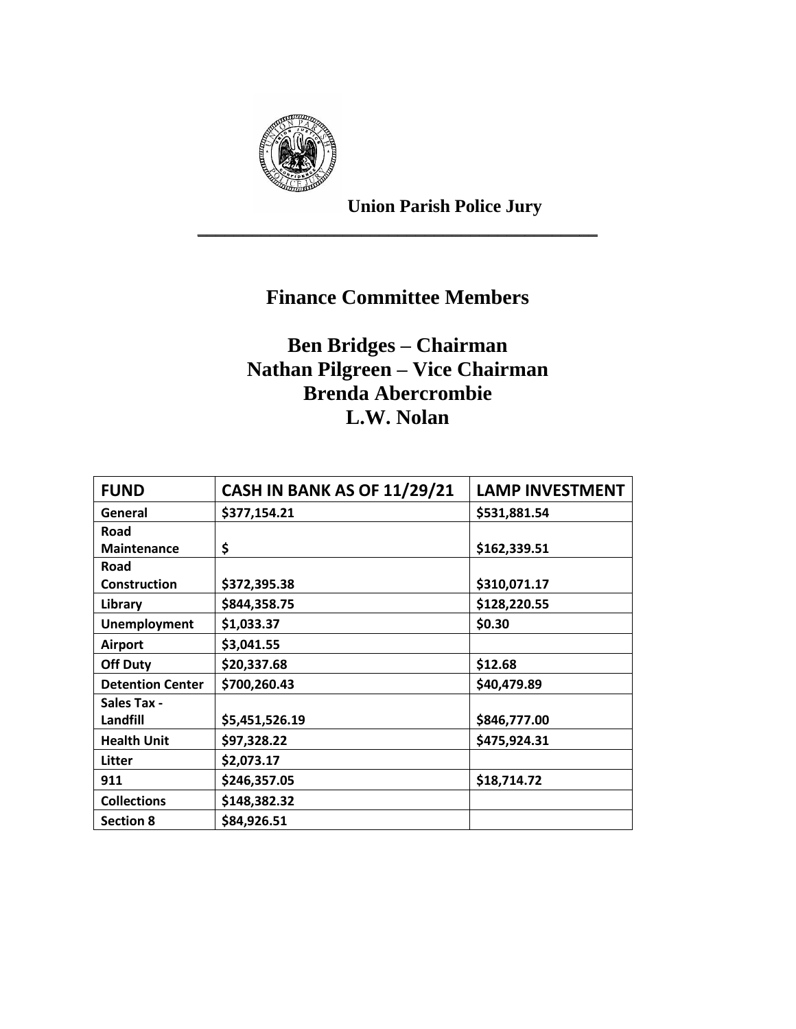**Union Parish Police Jury**

---

## Finance Committee Members

**Ben Bridges – Chairman**
**Nathan Pilgreen – Vice Chairman**
**Brenda Abercrombie**
**L.W. Nolan**

| FUND | CASH IN BANK AS OF 11/29/21 | LAMP INVESTMENT |
|---|---|---|
| General | $377,154.21 | $531,881.54 |
| Road Maintenance | $ | $162,339.51 |
| Road Construction | $372,395.38 | $310,071.17 |
| Library | $844,358.75 | $128,220.55 |
| Unemployment | $1,033.37 | $0.30 |
| Airport | $3,041.55 | |
| Off Duty | $20,337.68 | $12.68 |
| Detention Center | $700,260.43 | $40,479.89 |
| Sales Tax - Landfill | $5,451,526.19 | $846,777.00 |
| Health Unit | $97,328.22 | $475,924.31 |
| Litter | $2,073.17 | |
| 911 | $246,357.05 | $18,714.72 |
| Collections | $148,382.32 | |
| Section 8 | $84,926.51 | |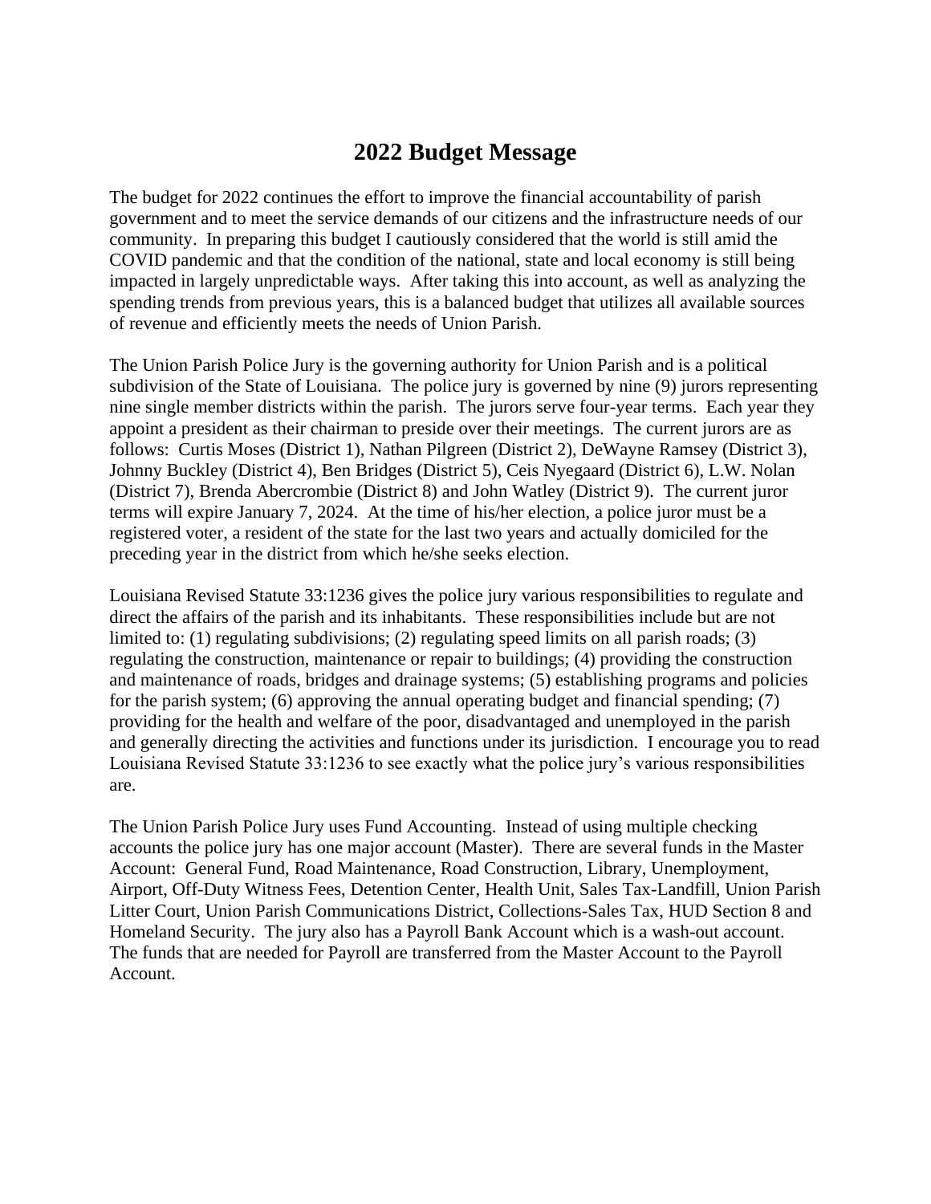# 2022 Budget Message

The budget for 2022 continues the effort to improve the financial accountability of parish government and to meet the service demands of our citizens and the infrastructure needs of our community. In preparing this budget I cautiously considered that the world is still amid the COVID pandemic and that the condition of the national, state and local economy is still being impacted in largely unpredictable ways. After taking this into account, as well as analyzing the spending trends from previous years, this is a balanced budget that utilizes all available sources of revenue and efficiently meets the needs of Union Parish.

The Union Parish Police Jury is the governing authority for Union Parish and is a political subdivision of the State of Louisiana. The police jury is governed by nine (9) jurors representing nine single member districts within the parish. The jurors serve four-year terms. Each year they appoint a president as their chairman to preside over their meetings. The current jurors are as follows: Curtis Moses (District 1), Nathan Pilgreen (District 2), DeWayne Ramsey (District 3), Johnny Buckley (District 4), Ben Bridges (District 5), Ceis Nyegaard (District 6), L.W. Nolan (District 7), Brenda Abercrombie (District 8) and John Watley (District 9). The current juror terms will expire January 7, 2024. At the time of his/her election, a police juror must be a registered voter, a resident of the state for the last two years and actually domiciled for the preceding year in the district from which he/she seeks election.

Louisiana Revised Statute 33:1236 gives the police jury various responsibilities to regulate and direct the affairs of the parish and its inhabitants. These responsibilities include but are not limited to: (1) regulating subdivisions; (2) regulating speed limits on all parish roads; (3) regulating the construction, maintenance or repair to buildings; (4) providing the construction and maintenance of roads, bridges and drainage systems; (5) establishing programs and policies for the parish system; (6) approving the annual operating budget and financial spending; (7) providing for the health and welfare of the poor, disadvantaged and unemployed in the parish and generally directing the activities and functions under its jurisdiction. I encourage you to read Louisiana Revised Statute 33:1236 to see exactly what the police jury's various responsibilities are.

The Union Parish Police Jury uses Fund Accounting. Instead of using multiple checking accounts the police jury has one major account (Master). There are several funds in the Master Account: General Fund, Road Maintenance, Road Construction, Library, Unemployment, Airport, Off-Duty Witness Fees, Detention Center, Health Unit, Sales Tax-Landfill, Union Parish Litter Court, Union Parish Communications District, Collections-Sales Tax, HUD Section 8 and Homeland Security. The jury also has a Payroll Bank Account which is a wash-out account. The funds that are needed for Payroll are transferred from the Master Account to the Payroll Account.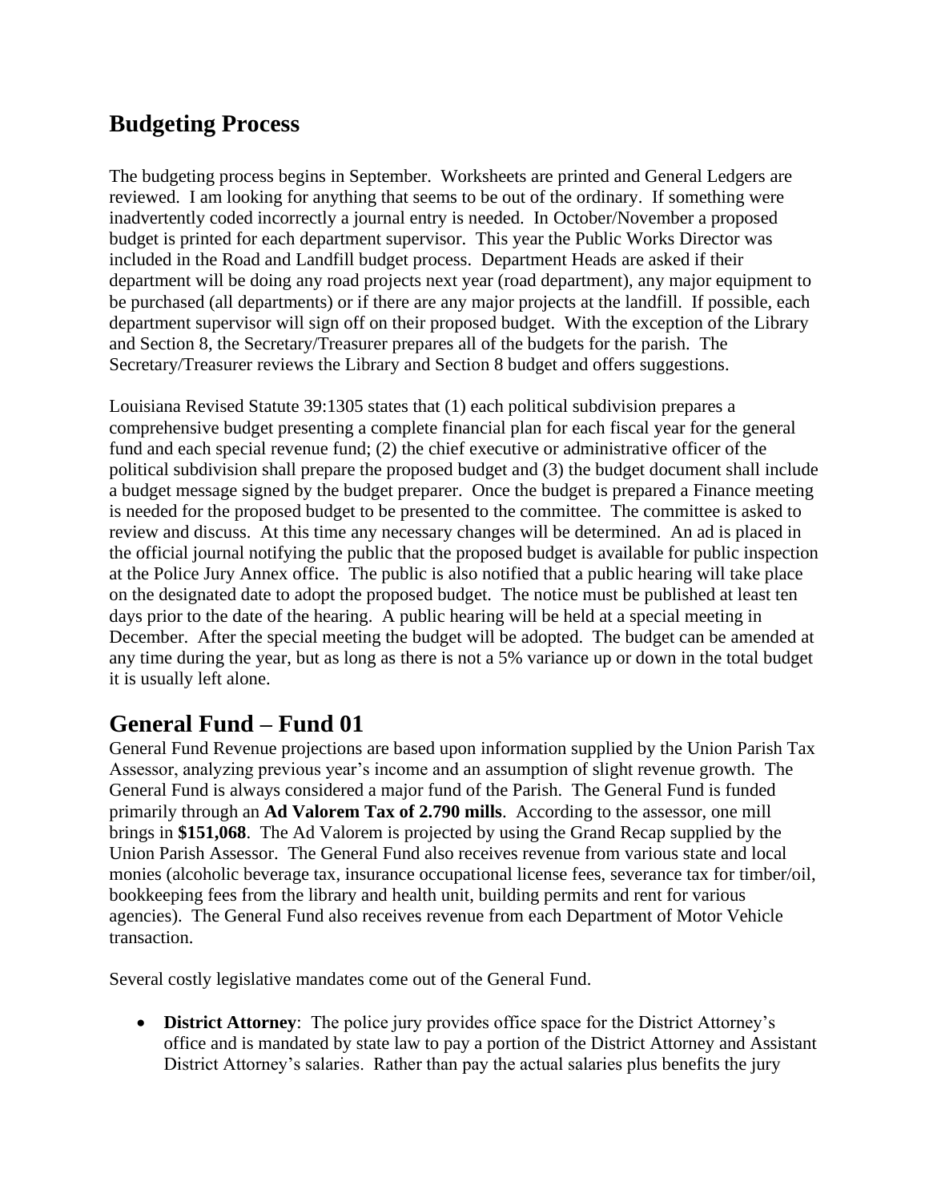## Budgeting Process

The budgeting process begins in September. Worksheets are printed and General Ledgers are reviewed. I am looking for anything that seems to be out of the ordinary. If something were inadvertently coded incorrectly a journal entry is needed. In October/November a proposed budget is printed for each department supervisor. This year the Public Works Director was included in the Road and Landfill budget process. Department Heads are asked if their department will be doing any road projects next year (road department), any major equipment to be purchased (all departments) or if there are any major projects at the landfill. If possible, each department supervisor will sign off on their proposed budget. With the exception of the Library and Section 8, the Secretary/Treasurer prepares all of the budgets for the parish. The Secretary/Treasurer reviews the Library and Section 8 budget and offers suggestions.

Louisiana Revised Statute 39:1305 states that (1) each political subdivision prepares a comprehensive budget presenting a complete financial plan for each fiscal year for the general fund and each special revenue fund; (2) the chief executive or administrative officer of the political subdivision shall prepare the proposed budget and (3) the budget document shall include a budget message signed by the budget preparer. Once the budget is prepared a Finance meeting is needed for the proposed budget to be presented to the committee. The committee is asked to review and discuss. At this time any necessary changes will be determined. An ad is placed in the official journal notifying the public that the proposed budget is available for public inspection at the Police Jury Annex office. The public is also notified that a public hearing will take place on the designated date to adopt the proposed budget. The notice must be published at least ten days prior to the date of the hearing. A public hearing will be held at a special meeting in December. After the special meeting the budget will be adopted. The budget can be amended at any time during the year, but as long as there is not a 5% variance up or down in the total budget it is usually left alone.

## General Fund – Fund 01

General Fund Revenue projections are based upon information supplied by the Union Parish Tax Assessor, analyzing previous year's income and an assumption of slight revenue growth. The General Fund is always considered a major fund of the Parish. The General Fund is funded primarily through an **Ad Valorem Tax of 2.790 mills**. According to the assessor, one mill brings in **$151,068**. The Ad Valorem is projected by using the Grand Recap supplied by the Union Parish Assessor. The General Fund also receives revenue from various state and local monies (alcoholic beverage tax, insurance occupational license fees, severance tax for timber/oil, bookkeeping fees from the library and health unit, building permits and rent for various agencies). The General Fund also receives revenue from each Department of Motor Vehicle transaction.

Several costly legislative mandates come out of the General Fund.

- **District Attorney**: The police jury provides office space for the District Attorney's office and is mandated by state law to pay a portion of the District Attorney and Assistant District Attorney's salaries. Rather than pay the actual salaries plus benefits the jury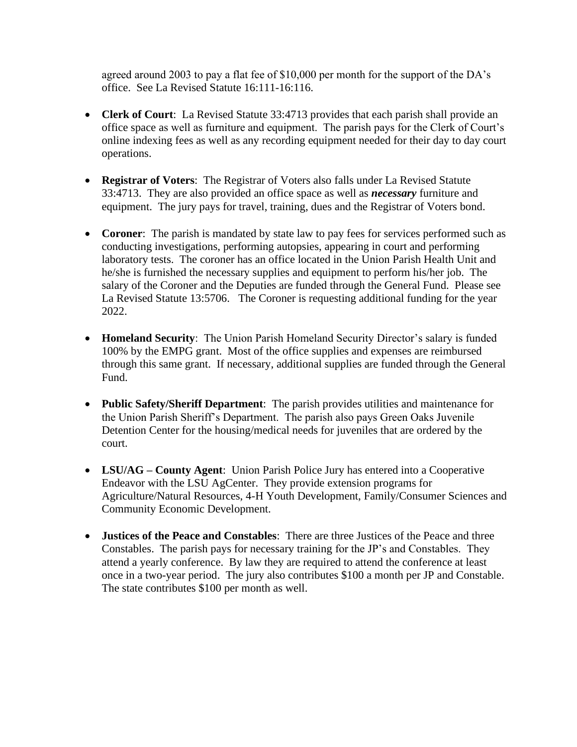agreed around 2003 to pay a flat fee of $10,000 per month for the support of the DA's office. See La Revised Statute 16:111-16:116.

- **Clerk of Court**: La Revised Statute 33:4713 provides that each parish shall provide an office space as well as furniture and equipment. The parish pays for the Clerk of Court's online indexing fees as well as any recording equipment needed for their day to day court operations.

- **Registrar of Voters**: The Registrar of Voters also falls under La Revised Statute 33:4713. They are also provided an office space as well as ***necessary*** furniture and equipment. The jury pays for travel, training, dues and the Registrar of Voters bond.

- **Coroner**: The parish is mandated by state law to pay fees for services performed such as conducting investigations, performing autopsies, appearing in court and performing laboratory tests. The coroner has an office located in the Union Parish Health Unit and he/she is furnished the necessary supplies and equipment to perform his/her job. The salary of the Coroner and the Deputies are funded through the General Fund. Please see La Revised Statute 13:5706. The Coroner is requesting additional funding for the year 2022.

- **Homeland Security**: The Union Parish Homeland Security Director's salary is funded 100% by the EMPG grant. Most of the office supplies and expenses are reimbursed through this same grant. If necessary, additional supplies are funded through the General Fund.

- **Public Safety/Sheriff Department**: The parish provides utilities and maintenance for the Union Parish Sheriff's Department. The parish also pays Green Oaks Juvenile Detention Center for the housing/medical needs for juveniles that are ordered by the court.

- **LSU/AG – County Agent**: Union Parish Police Jury has entered into a Cooperative Endeavor with the LSU AgCenter. They provide extension programs for Agriculture/Natural Resources, 4-H Youth Development, Family/Consumer Sciences and Community Economic Development.

- **Justices of the Peace and Constables**: There are three Justices of the Peace and three Constables. The parish pays for necessary training for the JP's and Constables. They attend a yearly conference. By law they are required to attend the conference at least once in a two-year period. The jury also contributes $100 a month per JP and Constable. The state contributes $100 per month as well.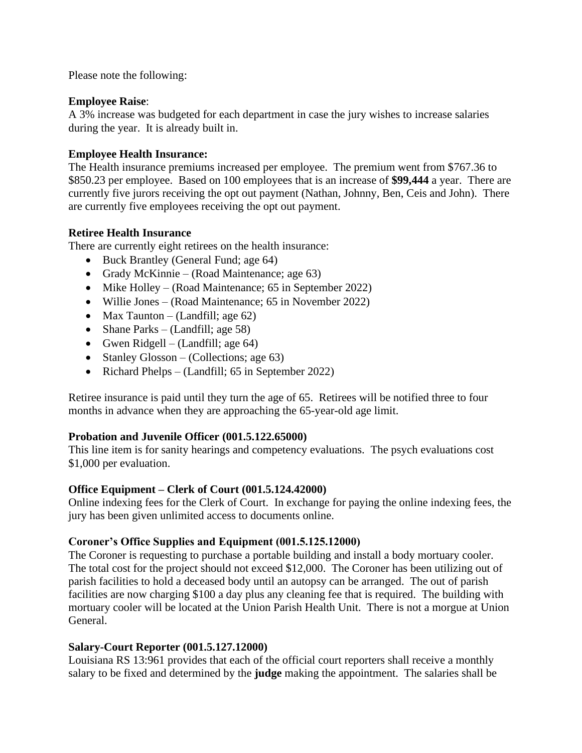Please note the following:

**Employee Raise**:
A 3% increase was budgeted for each department in case the jury wishes to increase salaries during the year. It is already built in.

**Employee Health Insurance:**
The Health insurance premiums increased per employee. The premium went from $767.36 to $850.23 per employee. Based on 100 employees that is an increase of **$99,444** a year. There are currently five jurors receiving the opt out payment (Nathan, Johnny, Ben, Ceis and John). There are currently five employees receiving the opt out payment.

**Retiree Health Insurance**
There are currently eight retirees on the health insurance:

- Buck Brantley (General Fund; age 64)
- Grady McKinnie – (Road Maintenance; age 63)
- Mike Holley – (Road Maintenance; 65 in September 2022)
- Willie Jones – (Road Maintenance; 65 in November 2022)
- Max Taunton – (Landfill; age 62)
- Shane Parks – (Landfill; age 58)
- Gwen Ridgell – (Landfill; age 64)
- Stanley Glosson – (Collections; age 63)
- Richard Phelps – (Landfill; 65 in September 2022)

Retiree insurance is paid until they turn the age of 65. Retirees will be notified three to four months in advance when they are approaching the 65-year-old age limit.

**Probation and Juvenile Officer (001.5.122.65000)**
This line item is for sanity hearings and competency evaluations. The psych evaluations cost $1,000 per evaluation.

**Office Equipment – Clerk of Court (001.5.124.42000)**
Online indexing fees for the Clerk of Court. In exchange for paying the online indexing fees, the jury has been given unlimited access to documents online.

**Coroner's Office Supplies and Equipment (001.5.125.12000)**
The Coroner is requesting to purchase a portable building and install a body mortuary cooler. The total cost for the project should not exceed $12,000. The Coroner has been utilizing out of parish facilities to hold a deceased body until an autopsy can be arranged. The out of parish facilities are now charging $100 a day plus any cleaning fee that is required. The building with mortuary cooler will be located at the Union Parish Health Unit. There is not a morgue at Union General.

**Salary-Court Reporter (001.5.127.12000)**
Louisiana RS 13:961 provides that each of the official court reporters shall receive a monthly salary to be fixed and determined by the **judge** making the appointment. The salaries shall be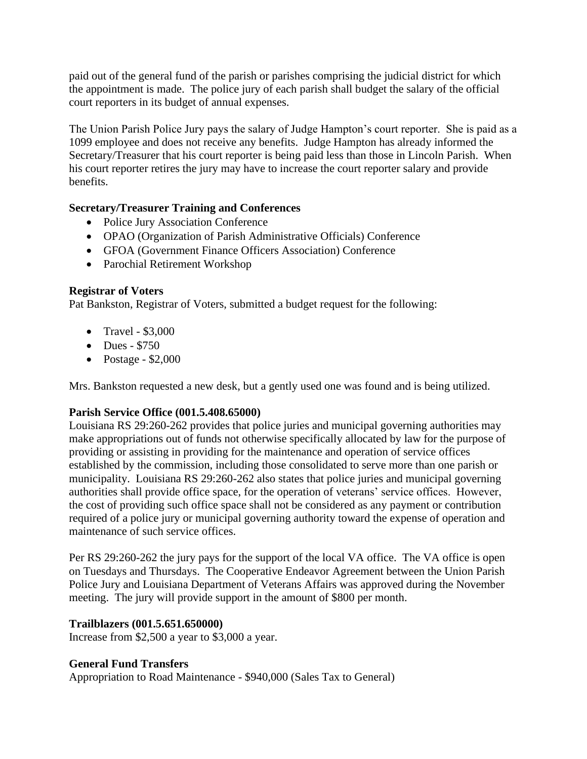paid out of the general fund of the parish or parishes comprising the judicial district for which the appointment is made. The police jury of each parish shall budget the salary of the official court reporters in its budget of annual expenses.

The Union Parish Police Jury pays the salary of Judge Hampton's court reporter. She is paid as a 1099 employee and does not receive any benefits. Judge Hampton has already informed the Secretary/Treasurer that his court reporter is being paid less than those in Lincoln Parish. When his court reporter retires the jury may have to increase the court reporter salary and provide benefits.

**Secretary/Treasurer Training and Conferences**

- Police Jury Association Conference
- OPAO (Organization of Parish Administrative Officials) Conference
- GFOA (Government Finance Officers Association) Conference
- Parochial Retirement Workshop

**Registrar of Voters**

Pat Bankston, Registrar of Voters, submitted a budget request for the following:

- Travel - $3,000
- Dues - $750
- Postage - $2,000

Mrs. Bankston requested a new desk, but a gently used one was found and is being utilized.

**Parish Service Office (001.5.408.65000)**

Louisiana RS 29:260-262 provides that police juries and municipal governing authorities may make appropriations out of funds not otherwise specifically allocated by law for the purpose of providing or assisting in providing for the maintenance and operation of service offices established by the commission, including those consolidated to serve more than one parish or municipality. Louisiana RS 29:260-262 also states that police juries and municipal governing authorities shall provide office space, for the operation of veterans' service offices. However, the cost of providing such office space shall not be considered as any payment or contribution required of a police jury or municipal governing authority toward the expense of operation and maintenance of such service offices.

Per RS 29:260-262 the jury pays for the support of the local VA office. The VA office is open on Tuesdays and Thursdays. The Cooperative Endeavor Agreement between the Union Parish Police Jury and Louisiana Department of Veterans Affairs was approved during the November meeting. The jury will provide support in the amount of $800 per month.

**Trailblazers (001.5.651.650000)**

Increase from $2,500 a year to $3,000 a year.

**General Fund Transfers**

Appropriation to Road Maintenance - $940,000 (Sales Tax to General)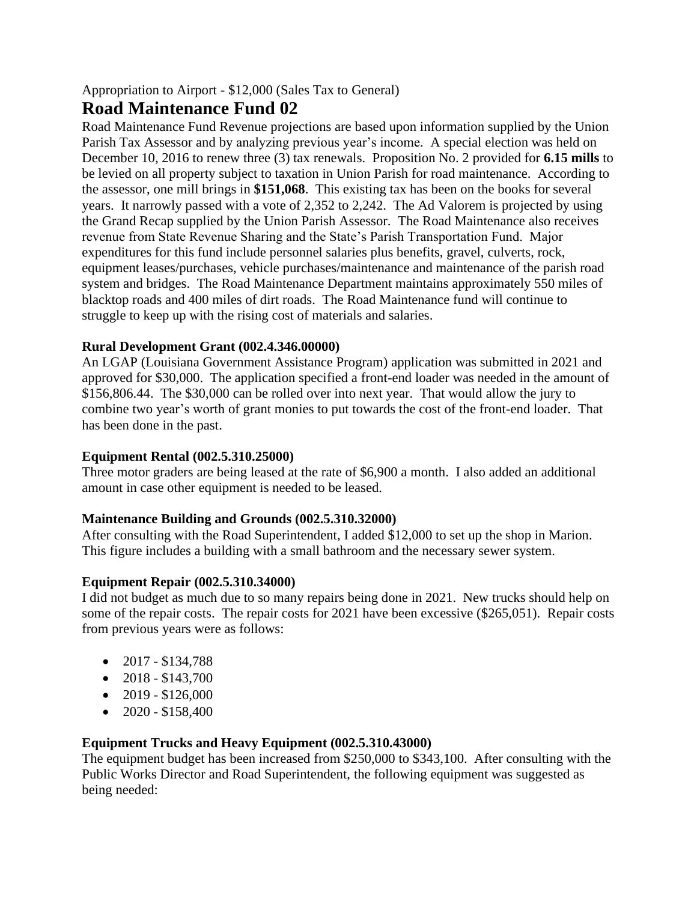Appropriation to Airport - $12,000 (Sales Tax to General)

# Road Maintenance Fund 02

Road Maintenance Fund Revenue projections are based upon information supplied by the Union Parish Tax Assessor and by analyzing previous year's income. A special election was held on December 10, 2016 to renew three (3) tax renewals. Proposition No. 2 provided for **6.15 mills** to be levied on all property subject to taxation in Union Parish for road maintenance. According to the assessor, one mill brings in **$151,068**. This existing tax has been on the books for several years. It narrowly passed with a vote of 2,352 to 2,242. The Ad Valorem is projected by using the Grand Recap supplied by the Union Parish Assessor. The Road Maintenance also receives revenue from State Revenue Sharing and the State's Parish Transportation Fund. Major expenditures for this fund include personnel salaries plus benefits, gravel, culverts, rock, equipment leases/purchases, vehicle purchases/maintenance and maintenance of the parish road system and bridges. The Road Maintenance Department maintains approximately 550 miles of blacktop roads and 400 miles of dirt roads. The Road Maintenance fund will continue to struggle to keep up with the rising cost of materials and salaries.

**Rural Development Grant (002.4.346.00000)**

An LGAP (Louisiana Government Assistance Program) application was submitted in 2021 and approved for $30,000. The application specified a front-end loader was needed in the amount of $156,806.44. The $30,000 can be rolled over into next year. That would allow the jury to combine two year's worth of grant monies to put towards the cost of the front-end loader. That has been done in the past.

**Equipment Rental (002.5.310.25000)**

Three motor graders are being leased at the rate of $6,900 a month. I also added an additional amount in case other equipment is needed to be leased.

**Maintenance Building and Grounds (002.5.310.32000)**

After consulting with the Road Superintendent, I added $12,000 to set up the shop in Marion. This figure includes a building with a small bathroom and the necessary sewer system.

**Equipment Repair (002.5.310.34000)**

I did not budget as much due to so many repairs being done in 2021. New trucks should help on some of the repair costs. The repair costs for 2021 have been excessive ($265,051). Repair costs from previous years were as follows:

- 2017 - $134,788
- 2018 - $143,700
- 2019 - $126,000
- 2020 - $158,400

**Equipment Trucks and Heavy Equipment (002.5.310.43000)**

The equipment budget has been increased from $250,000 to $343,100. After consulting with the Public Works Director and Road Superintendent, the following equipment was suggested as being needed: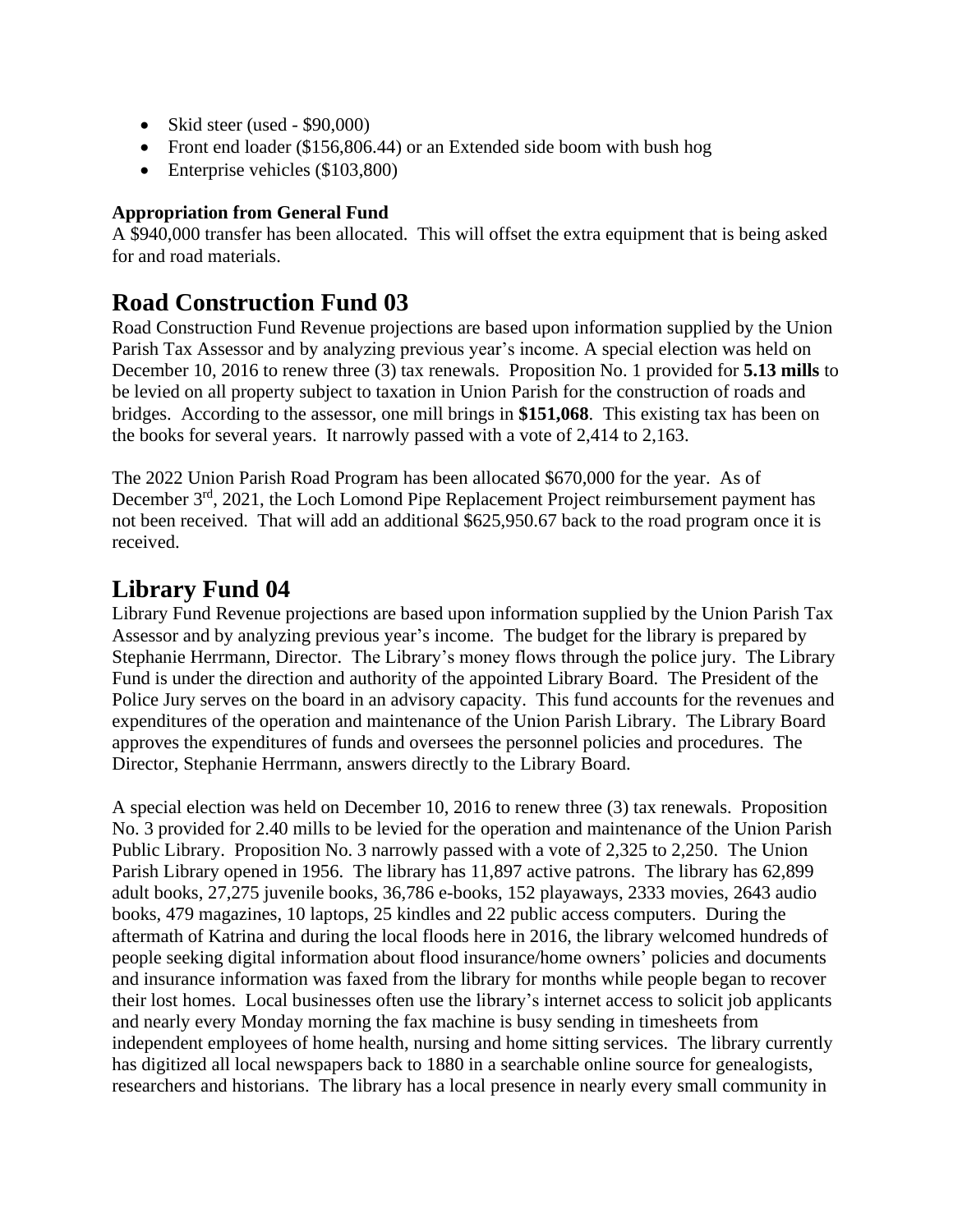- Skid steer (used - $90,000)
- Front end loader ($156,806.44) or an Extended side boom with bush hog
- Enterprise vehicles ($103,800)

**Appropriation from General Fund**

A $940,000 transfer has been allocated. This will offset the extra equipment that is being asked for and road materials.

## Road Construction Fund 03

Road Construction Fund Revenue projections are based upon information supplied by the Union Parish Tax Assessor and by analyzing previous year's income. A special election was held on December 10, 2016 to renew three (3) tax renewals. Proposition No. 1 provided for **5.13 mills** to be levied on all property subject to taxation in Union Parish for the construction of roads and bridges. According to the assessor, one mill brings in **$151,068**. This existing tax has been on the books for several years. It narrowly passed with a vote of 2,414 to 2,163.

The 2022 Union Parish Road Program has been allocated $670,000 for the year. As of December 3rd, 2021, the Loch Lomond Pipe Replacement Project reimbursement payment has not been received. That will add an additional $625,950.67 back to the road program once it is received.

## Library Fund 04

Library Fund Revenue projections are based upon information supplied by the Union Parish Tax Assessor and by analyzing previous year's income. The budget for the library is prepared by Stephanie Herrmann, Director. The Library's money flows through the police jury. The Library Fund is under the direction and authority of the appointed Library Board. The President of the Police Jury serves on the board in an advisory capacity. This fund accounts for the revenues and expenditures of the operation and maintenance of the Union Parish Library. The Library Board approves the expenditures of funds and oversees the personnel policies and procedures. The Director, Stephanie Herrmann, answers directly to the Library Board.

A special election was held on December 10, 2016 to renew three (3) tax renewals. Proposition No. 3 provided for 2.40 mills to be levied for the operation and maintenance of the Union Parish Public Library. Proposition No. 3 narrowly passed with a vote of 2,325 to 2,250. The Union Parish Library opened in 1956. The library has 11,897 active patrons. The library has 62,899 adult books, 27,275 juvenile books, 36,786 e-books, 152 playaways, 2333 movies, 2643 audio books, 479 magazines, 10 laptops, 25 kindles and 22 public access computers. During the aftermath of Katrina and during the local floods here in 2016, the library welcomed hundreds of people seeking digital information about flood insurance/home owners' policies and documents and insurance information was faxed from the library for months while people began to recover their lost homes. Local businesses often use the library's internet access to solicit job applicants and nearly every Monday morning the fax machine is busy sending in timesheets from independent employees of home health, nursing and home sitting services. The library currently has digitized all local newspapers back to 1880 in a searchable online source for genealogists, researchers and historians. The library has a local presence in nearly every small community in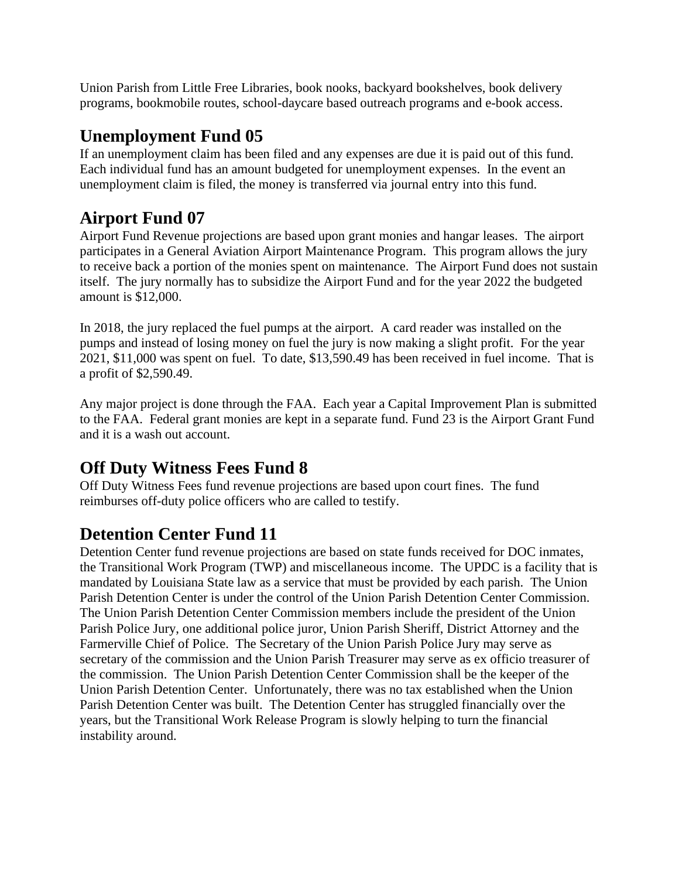Union Parish from Little Free Libraries, book nooks, backyard bookshelves, book delivery programs, bookmobile routes, school-daycare based outreach programs and e-book access.

## Unemployment Fund 05

If an unemployment claim has been filed and any expenses are due it is paid out of this fund. Each individual fund has an amount budgeted for unemployment expenses. In the event an unemployment claim is filed, the money is transferred via journal entry into this fund.

## Airport Fund 07

Airport Fund Revenue projections are based upon grant monies and hangar leases. The airport participates in a General Aviation Airport Maintenance Program. This program allows the jury to receive back a portion of the monies spent on maintenance. The Airport Fund does not sustain itself. The jury normally has to subsidize the Airport Fund and for the year 2022 the budgeted amount is $12,000.

In 2018, the jury replaced the fuel pumps at the airport. A card reader was installed on the pumps and instead of losing money on fuel the jury is now making a slight profit. For the year 2021, $11,000 was spent on fuel. To date, $13,590.49 has been received in fuel income. That is a profit of $2,590.49.

Any major project is done through the FAA. Each year a Capital Improvement Plan is submitted to the FAA. Federal grant monies are kept in a separate fund. Fund 23 is the Airport Grant Fund and it is a wash out account.

## Off Duty Witness Fees Fund 8

Off Duty Witness Fees fund revenue projections are based upon court fines. The fund reimburses off-duty police officers who are called to testify.

## Detention Center Fund 11

Detention Center fund revenue projections are based on state funds received for DOC inmates, the Transitional Work Program (TWP) and miscellaneous income. The UPDC is a facility that is mandated by Louisiana State law as a service that must be provided by each parish. The Union Parish Detention Center is under the control of the Union Parish Detention Center Commission. The Union Parish Detention Center Commission members include the president of the Union Parish Police Jury, one additional police juror, Union Parish Sheriff, District Attorney and the Farmerville Chief of Police. The Secretary of the Union Parish Police Jury may serve as secretary of the commission and the Union Parish Treasurer may serve as ex officio treasurer of the commission. The Union Parish Detention Center Commission shall be the keeper of the Union Parish Detention Center. Unfortunately, there was no tax established when the Union Parish Detention Center was built. The Detention Center has struggled financially over the years, but the Transitional Work Release Program is slowly helping to turn the financial instability around.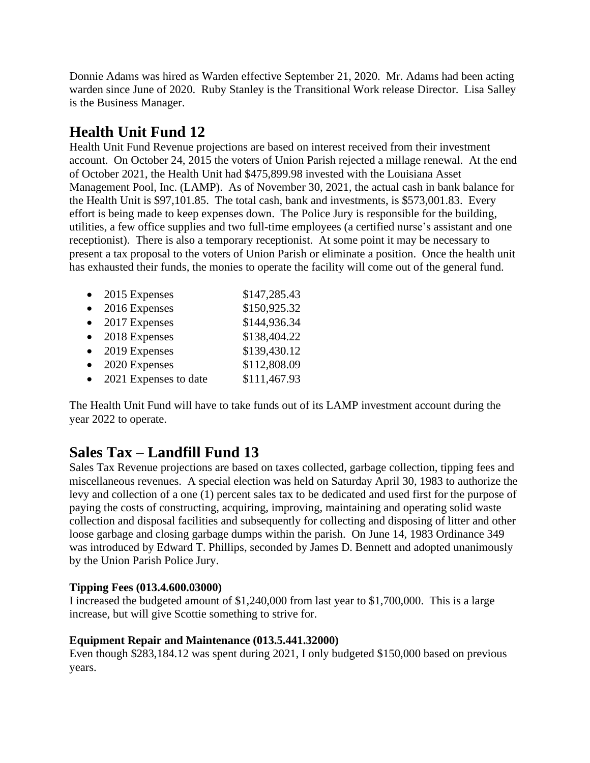Donnie Adams was hired as Warden effective September 21, 2020. Mr. Adams had been acting warden since June of 2020. Ruby Stanley is the Transitional Work release Director. Lisa Salley is the Business Manager.

## Health Unit Fund 12

Health Unit Fund Revenue projections are based on interest received from their investment account. On October 24, 2015 the voters of Union Parish rejected a millage renewal. At the end of October 2021, the Health Unit had $475,899.98 invested with the Louisiana Asset Management Pool, Inc. (LAMP). As of November 30, 2021, the actual cash in bank balance for the Health Unit is $97,101.85. The total cash, bank and investments, is $573,001.83. Every effort is being made to keep expenses down. The Police Jury is responsible for the building, utilities, a few office supplies and two full-time employees (a certified nurse's assistant and one receptionist). There is also a temporary receptionist. At some point it may be necessary to present a tax proposal to the voters of Union Parish or eliminate a position. Once the health unit has exhausted their funds, the monies to operate the facility will come out of the general fund.

- 2015 Expenses $147,285.43
- 2016 Expenses $150,925.32
- 2017 Expenses $144,936.34
- 2018 Expenses $138,404.22
- 2019 Expenses $139,430.12
- 2020 Expenses $112,808.09
- 2021 Expenses to date $111,467.93

The Health Unit Fund will have to take funds out of its LAMP investment account during the year 2022 to operate.

## Sales Tax – Landfill Fund 13

Sales Tax Revenue projections are based on taxes collected, garbage collection, tipping fees and miscellaneous revenues. A special election was held on Saturday April 30, 1983 to authorize the levy and collection of a one (1) percent sales tax to be dedicated and used first for the purpose of paying the costs of constructing, acquiring, improving, maintaining and operating solid waste collection and disposal facilities and subsequently for collecting and disposing of litter and other loose garbage and closing garbage dumps within the parish. On June 14, 1983 Ordinance 349 was introduced by Edward T. Phillips, seconded by James D. Bennett and adopted unanimously by the Union Parish Police Jury.

**Tipping Fees (013.4.600.03000)**

I increased the budgeted amount of $1,240,000 from last year to $1,700,000. This is a large increase, but will give Scottie something to strive for.

**Equipment Repair and Maintenance (013.5.441.32000)**

Even though $283,184.12 was spent during 2021, I only budgeted $150,000 based on previous years.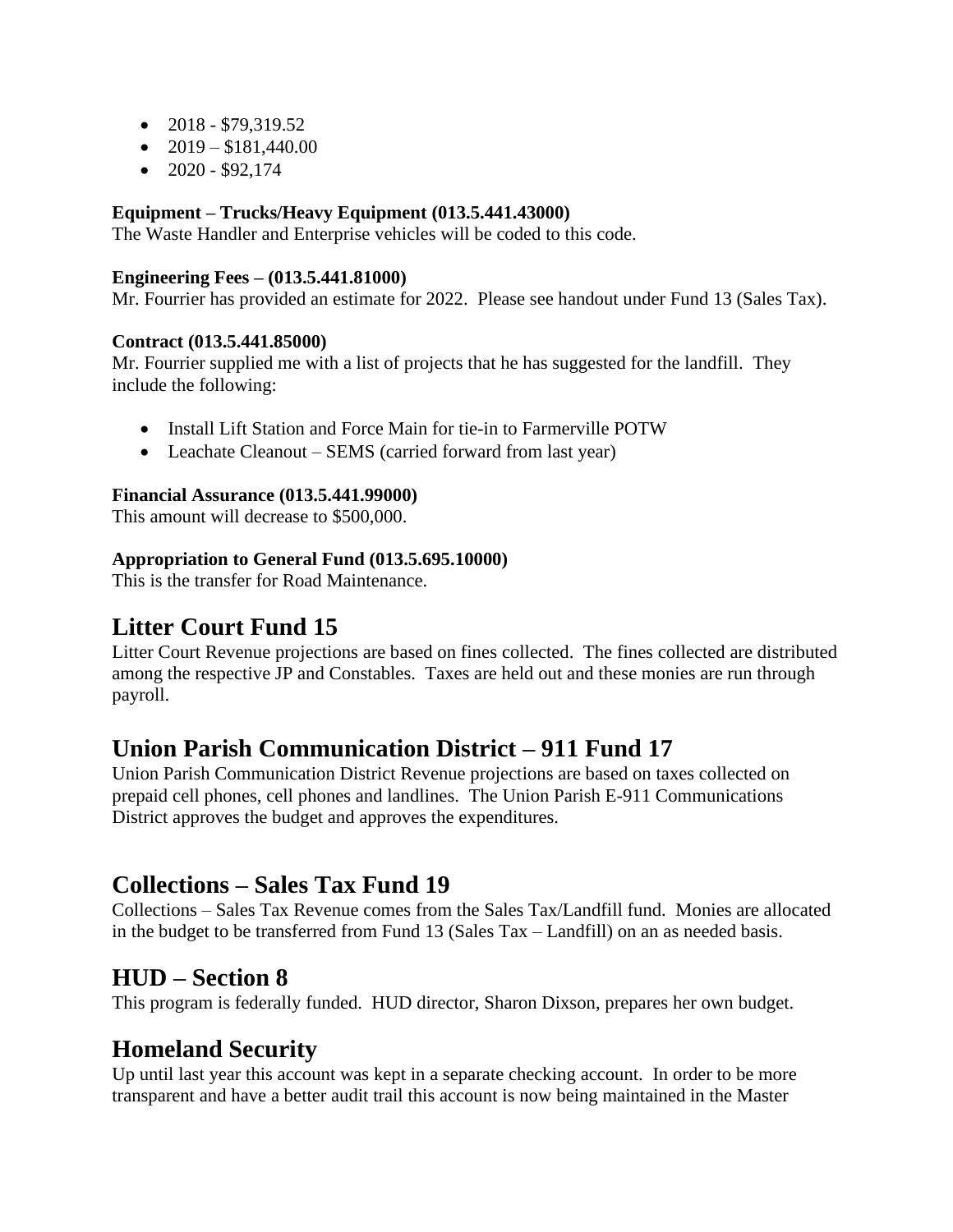- 2018 - $79,319.52
- 2019 – $181,440.00
- 2020 - $92,174

**Equipment – Trucks/Heavy Equipment (013.5.441.43000)**
The Waste Handler and Enterprise vehicles will be coded to this code.

**Engineering Fees – (013.5.441.81000)**
Mr. Fourrier has provided an estimate for 2022. Please see handout under Fund 13 (Sales Tax).

**Contract (013.5.441.85000)**
Mr. Fourrier supplied me with a list of projects that he has suggested for the landfill. They include the following:

- Install Lift Station and Force Main for tie-in to Farmerville POTW
- Leachate Cleanout – SEMS (carried forward from last year)

**Financial Assurance (013.5.441.99000)**
This amount will decrease to $500,000.

**Appropriation to General Fund (013.5.695.10000)**
This is the transfer for Road Maintenance.

## Litter Court Fund 15

Litter Court Revenue projections are based on fines collected. The fines collected are distributed among the respective JP and Constables. Taxes are held out and these monies are run through payroll.

## Union Parish Communication District – 911 Fund 17

Union Parish Communication District Revenue projections are based on taxes collected on prepaid cell phones, cell phones and landlines. The Union Parish E-911 Communications District approves the budget and approves the expenditures.

## Collections – Sales Tax Fund 19

Collections – Sales Tax Revenue comes from the Sales Tax/Landfill fund. Monies are allocated in the budget to be transferred from Fund 13 (Sales Tax – Landfill) on an as needed basis.

## HUD – Section 8

This program is federally funded. HUD director, Sharon Dixson, prepares her own budget.

## Homeland Security

Up until last year this account was kept in a separate checking account. In order to be more transparent and have a better audit trail this account is now being maintained in the Master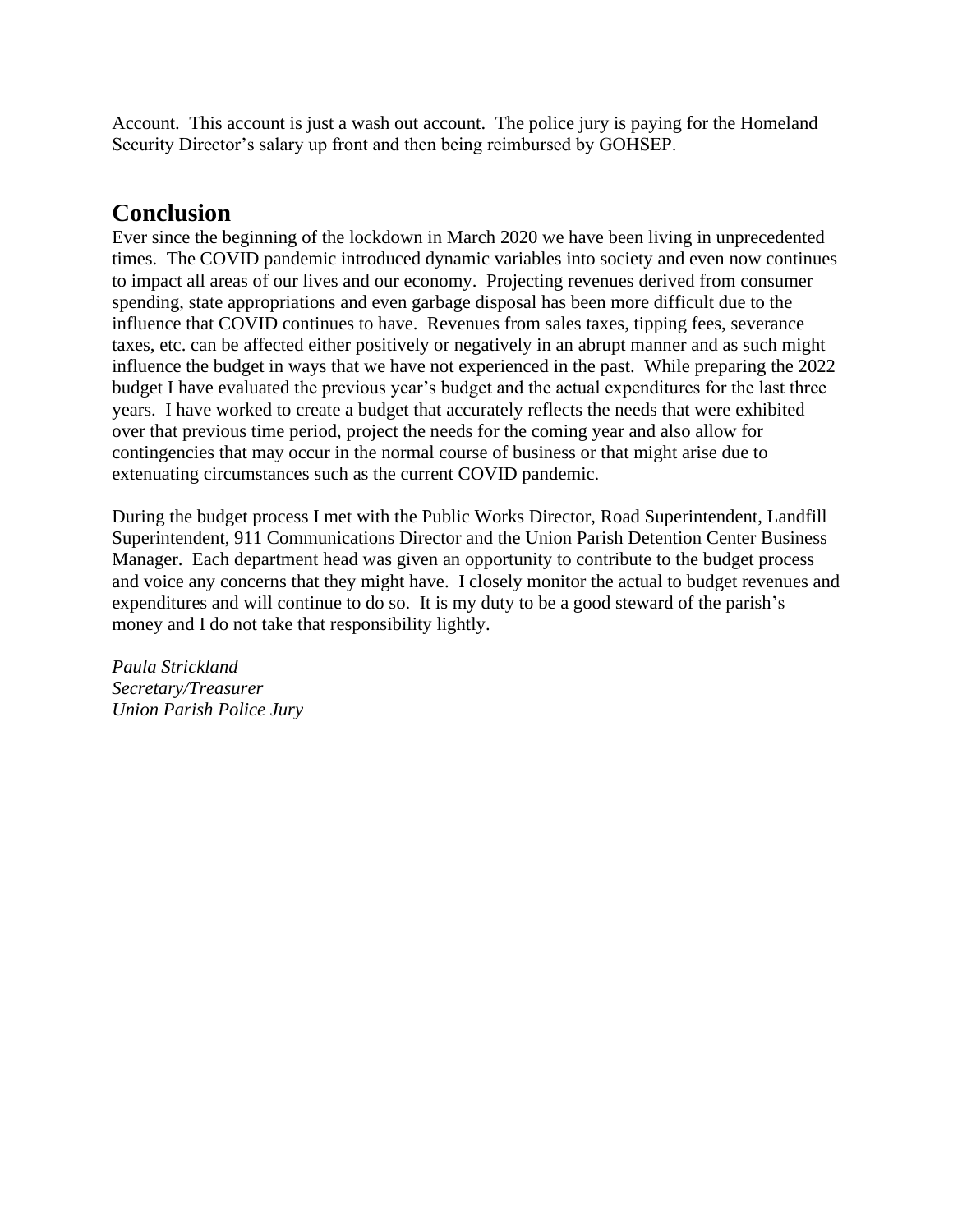Account. This account is just a wash out account. The police jury is paying for the Homeland Security Director's salary up front and then being reimbursed by GOHSEP.

## Conclusion

Ever since the beginning of the lockdown in March 2020 we have been living in unprecedented times. The COVID pandemic introduced dynamic variables into society and even now continues to impact all areas of our lives and our economy. Projecting revenues derived from consumer spending, state appropriations and even garbage disposal has been more difficult due to the influence that COVID continues to have. Revenues from sales taxes, tipping fees, severance taxes, etc. can be affected either positively or negatively in an abrupt manner and as such might influence the budget in ways that we have not experienced in the past. While preparing the 2022 budget I have evaluated the previous year's budget and the actual expenditures for the last three years. I have worked to create a budget that accurately reflects the needs that were exhibited over that previous time period, project the needs for the coming year and also allow for contingencies that may occur in the normal course of business or that might arise due to extenuating circumstances such as the current COVID pandemic.

During the budget process I met with the Public Works Director, Road Superintendent, Landfill Superintendent, 911 Communications Director and the Union Parish Detention Center Business Manager. Each department head was given an opportunity to contribute to the budget process and voice any concerns that they might have. I closely monitor the actual to budget revenues and expenditures and will continue to do so. It is my duty to be a good steward of the parish's money and I do not take that responsibility lightly.

*Paula Strickland*
*Secretary/Treasurer*
*Union Parish Police Jury*